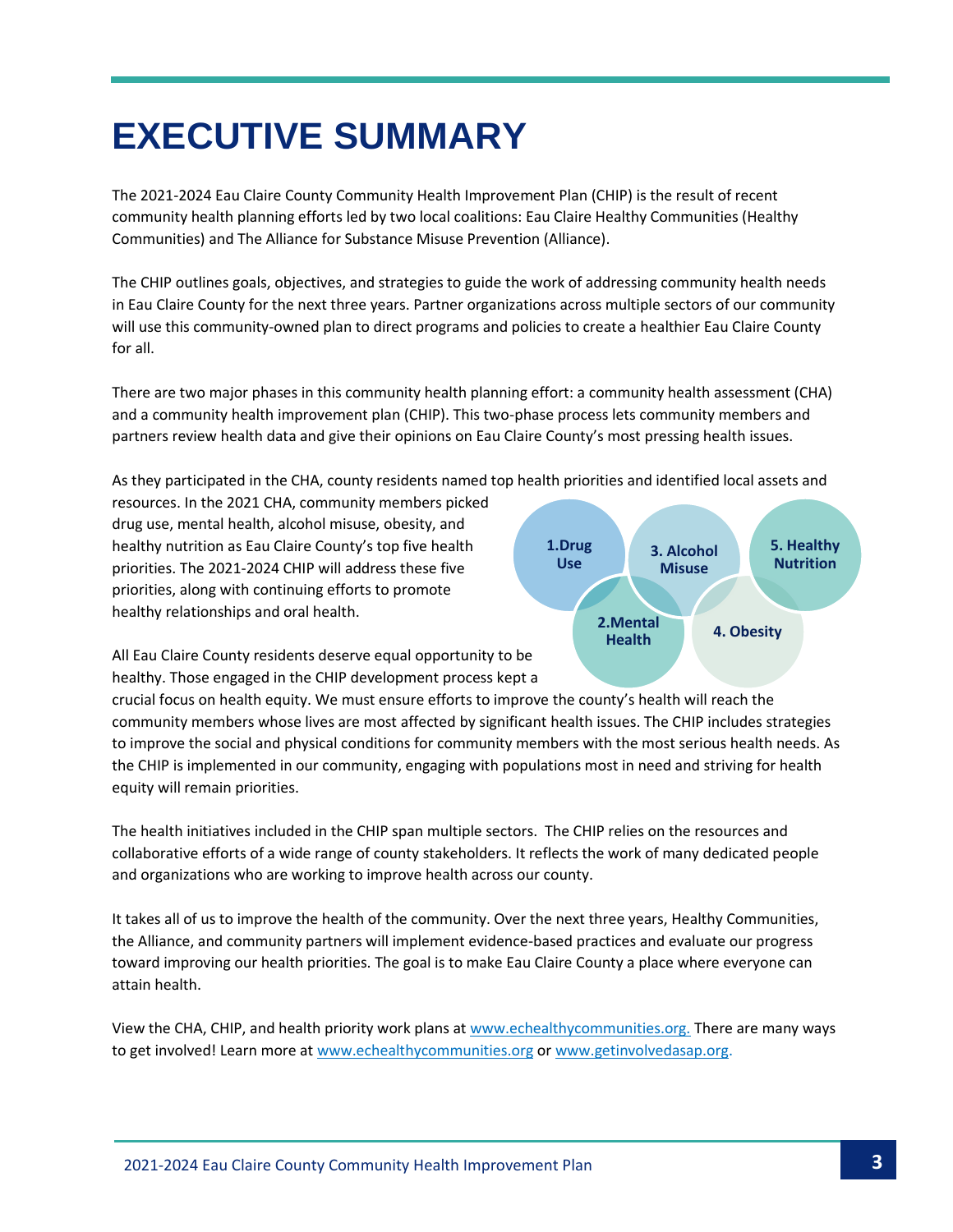# EXECUTIVE SUMMARY

The 2021-2024 Eau Claire County Community Health Improvement Plan (CHIP) is the result of recent community health planning efforts led by two local coalitions: Eau Claire Healthy Communities (Healthy Communities) and The Alliance for Substance Misuse Prevention (Alliance).

The CHIP outlines goals, objectives, and strategies to guide the work of addressing community health needs in Eau Claire County for the next three years. Partner organizations across multiple sectors of our community will use this community-owned plan to direct programs and policies to create a healthier Eau Claire County for all.

There are two major phases in this community health planning effort: a community health assessment (CHA) and a community health improvement plan (CHIP). This two-phase process lets community members and partners review health data and give their opinions on Eau Claire County's most pressing health issues.

As they participated in the CHA, county residents named top health priorities and identified local assets and resources. In the 2021 CHA, community members picked drug use, mental health, alcohol misuse, obesity, and healthy nutrition as Eau Claire County's top five health priorities. The 2021-2024 CHIP will address these five priorities, along with continuing efforts to promote healthy relationships and oral health.

1.Drug Use
2.Mental Health
3. Alcohol Misuse
4. Obesity
5. Healthy Nutrition

All Eau Claire County residents deserve equal opportunity to be healthy. Those engaged in the CHIP development process kept a crucial focus on health equity. We must ensure efforts to improve the county's health will reach the community members whose lives are most affected by significant health issues. The CHIP includes strategies to improve the social and physical conditions for community members with the most serious health needs. As the CHIP is implemented in our community, engaging with populations most in need and striving for health equity will remain priorities.

The health initiatives included in the CHIP span multiple sectors. The CHIP relies on the resources and collaborative efforts of a wide range of county stakeholders. It reflects the work of many dedicated people and organizations who are working to improve health across our county.

It takes all of us to improve the health of the community. Over the next three years, Healthy Communities, the Alliance, and community partners will implement evidence-based practices and evaluate our progress toward improving our health priorities. The goal is to make Eau Claire County a place where everyone can attain health.

View the CHA, CHIP, and health priority work plans at www.echealthycommunities.org. There are many ways to get involved! Learn more at www.echealthycommunities.org or www.getinvolvedasap.org.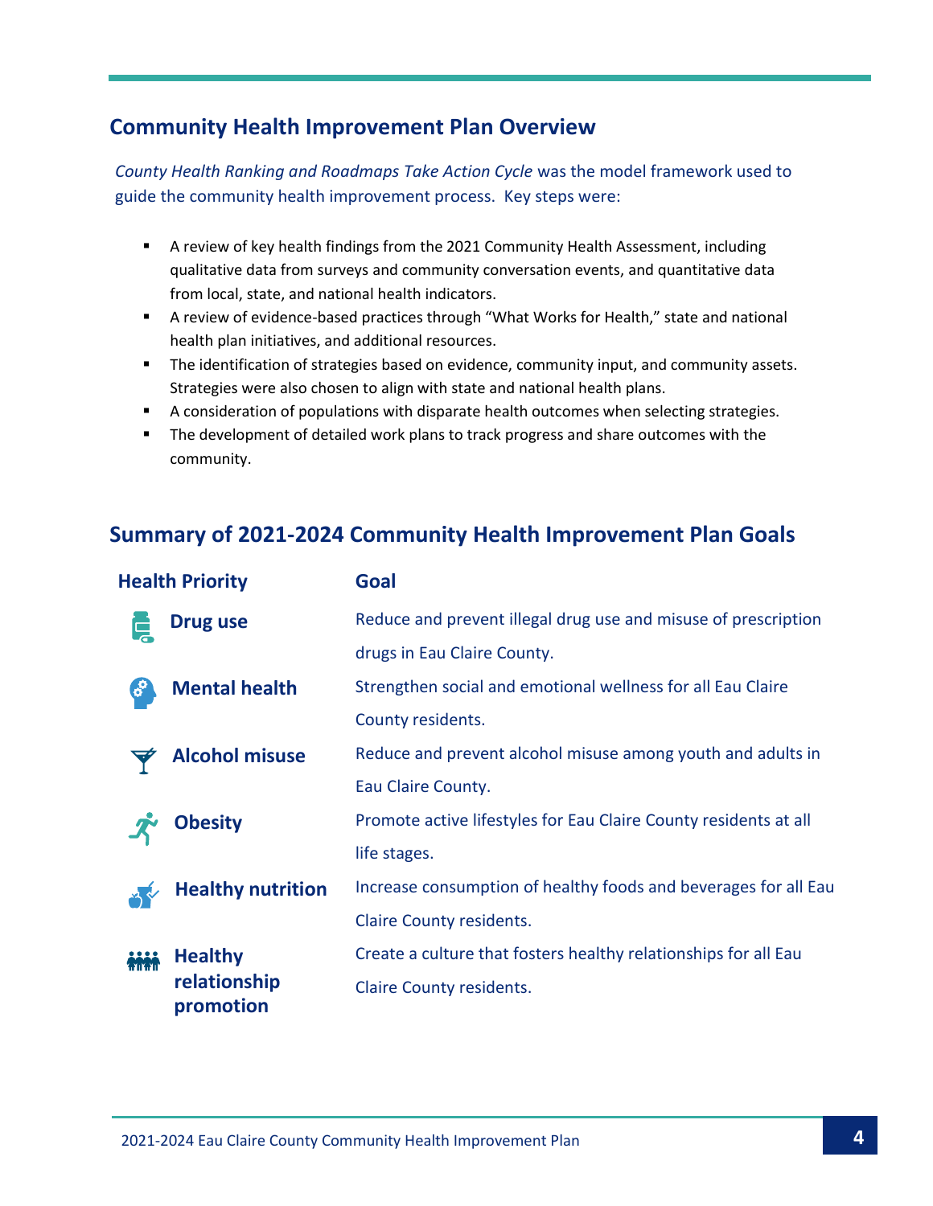## Community Health Improvement Plan Overview

*County Health Ranking and Roadmaps Take Action Cycle* was the model framework used to guide the community health improvement process. Key steps were:

- A review of key health findings from the 2021 Community Health Assessment, including qualitative data from surveys and community conversation events, and quantitative data from local, state, and national health indicators.
- A review of evidence-based practices through "What Works for Health," state and national health plan initiatives, and additional resources.
- The identification of strategies based on evidence, community input, and community assets. Strategies were also chosen to align with state and national health plans.
- A consideration of populations with disparate health outcomes when selecting strategies.
- The development of detailed work plans to track progress and share outcomes with the community.

## Summary of 2021-2024 Community Health Improvement Plan Goals

| Health Priority | Goal |
|---|---|
| **Drug use** | Reduce and prevent illegal drug use and misuse of prescription drugs in Eau Claire County. |
| **Mental health** | Strengthen social and emotional wellness for all Eau Claire County residents. |
| **Alcohol misuse** | Reduce and prevent alcohol misuse among youth and adults in Eau Claire County. |
| **Obesity** | Promote active lifestyles for Eau Claire County residents at all life stages. |
| **Healthy nutrition** | Increase consumption of healthy foods and beverages for all Eau Claire County residents. |
| **Healthy relationship promotion** | Create a culture that fosters healthy relationships for all Eau Claire County residents. |